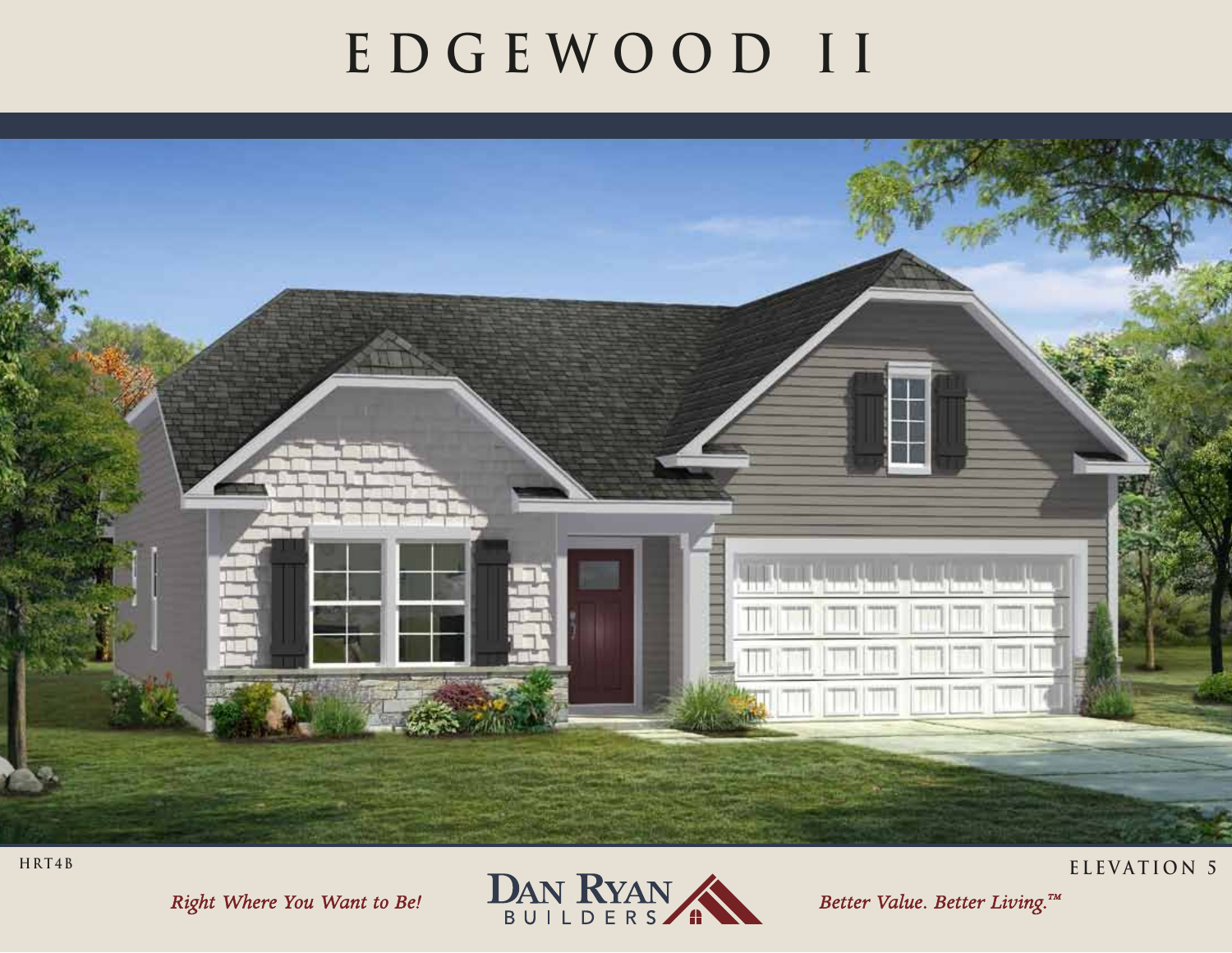# EDGEWOOD II

HRT4B

ELEVATION 5

*Right Where You Want to Be!*

DAN RYAN BUILDERS

*Better Value. Better Living.™*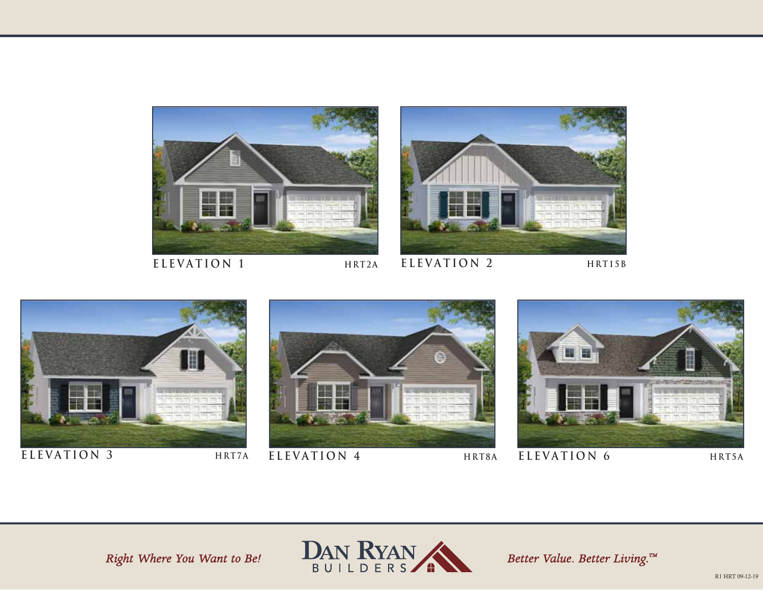ELEVATION 1 HRT2A

ELEVATION 2 HRT15B

ELEVATION 3 HRT7A

ELEVATION 4 HRT8A

ELEVATION 6 HRT5A

*Right Where You Want to Be!*

DAN RYAN BUILDERS

*Better Value. Better Living.™*

R1 HRT 09-12-19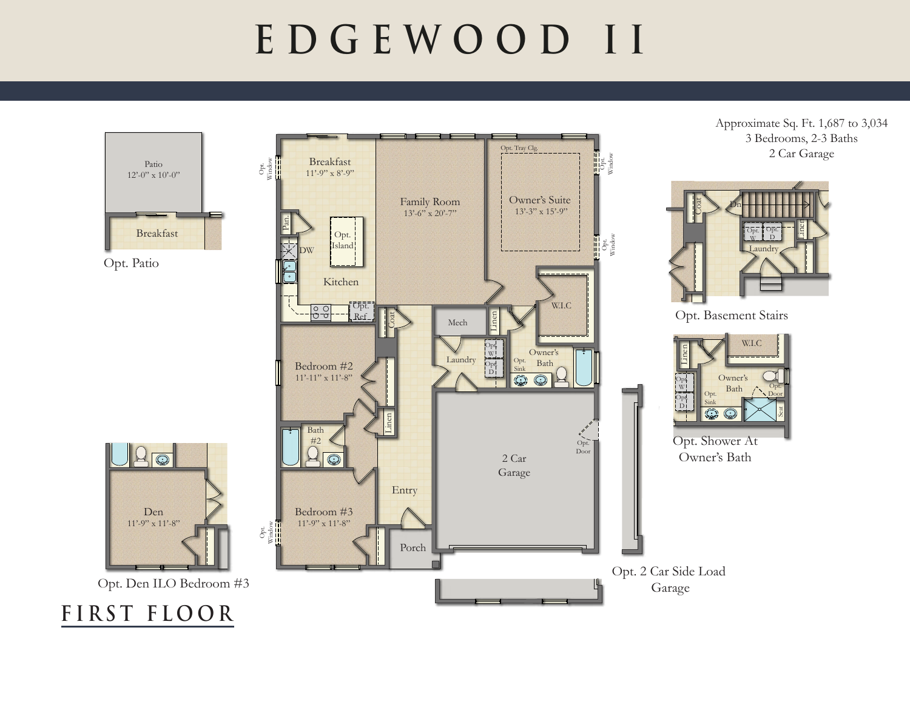# EDGEWOOD II

Approximate Sq. Ft. 1,687 to 3,034
3 Bedrooms, 2-3 Baths
2 Car Garage

Patio
12'-0" x 10'-0"

Breakfast

Opt. Patio

Opt. Window

Breakfast
11'-9" x 8'-9"

Pan.

Opt. Island

DW

Kitchen

Opt. Ref.

Family Room
13'-6" x 20'-7"

Opt. Tray Clg.

Owner's Suite
13'-3" x 15'-9"

Opt. Window

Opt. Window

W.I.C

Coat

Mech

Linen

Bedroom #2
11'-11" x 11'-8"

Laundry

Opt. W

Opt. D

Owner's Bath

Opt. Sink

Bath #2

Linen

2 Car Garage

Opt. Door

Entry

Bedroom #3
11'-9" x 11'-8"

Opt. Window

Porch

Den
11'-9" x 11'-8"

Opt. Den ILO Bedroom #3

Coat

Dn

Opt. W

Opt. D

Linen

Laundry

Opt. Basement Stairs

W.I.C

Linen

Opt. W

Opt. D

Owner's Bath

Opt. Door

Opt. Sink

Seat

Opt. Shower At Owner's Bath

Opt. 2 Car Side Load Garage

## FIRST FLOOR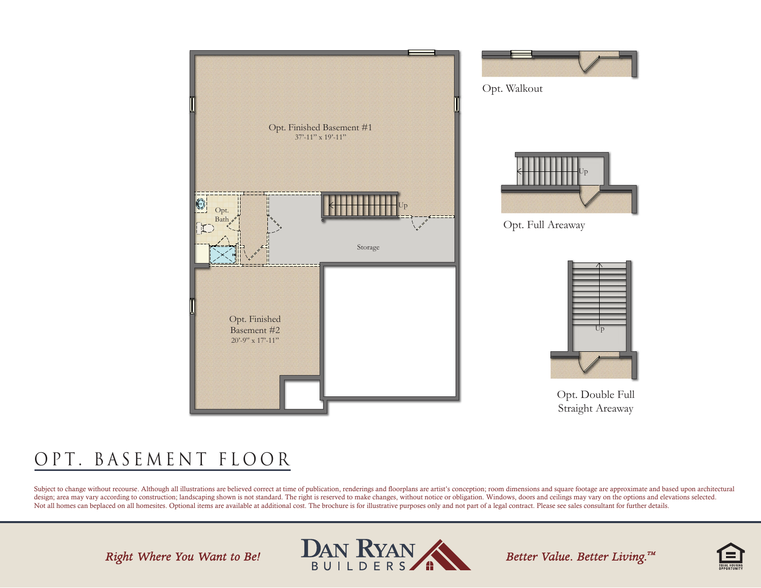Opt. Finished Basement #1
37'-11" x 19'-11"

Opt. Bath

Up

Storage

Opt. Finished Basement #2
20'-9" x 17'-11"

Opt. Walkout

Up

Opt. Full Areaway

Up

Opt. Double Full Straight Areaway

# OPT. BASEMENT FLOOR

Subject to change without recourse. Although all illustrations are believed correct at time of publication, renderings and floorplans are artist's conception; room dimensions and square footage are approximate and based upon architectural design; area may vary according to construction; landscaping shown is not standard. The right is reserved to make changes, without notice or obligation. Windows, doors and ceilings may vary on the options and elevations selected. Not all homes can beplaced on all homesites. Optional items are available at additional cost. The brochure is for illustrative purposes only and not part of a legal contract. Please see sales consultant for further details.

*Right Where You Want to Be!*

DAN RYAN BUILDERS

*Better Value. Better Living.™*

EQUAL HOUSING OPPORTUNITY